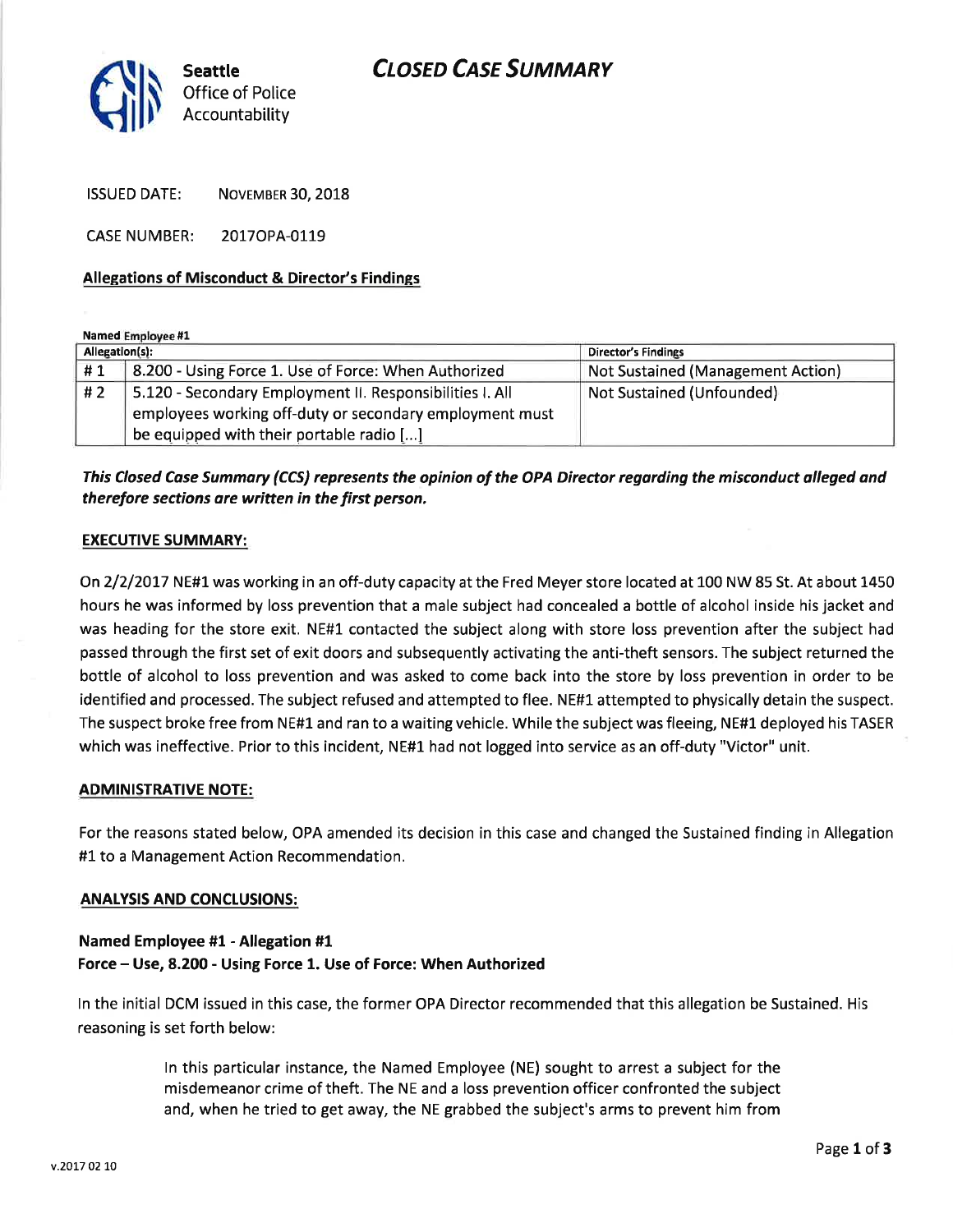Seattle
Office of Police
Accountability

# CLOSED CASE SUMMARY

ISSUED DATE: NOVEMBER 30, 2018

CASE NUMBER: 2017OPA-0119

## Allegations of Misconduct & Director's Findings

**Named Employee #1**

| Allegation(s): | | Director's Findings |
|---|---|---|
| # 1 | 8.200 - Using Force 1. Use of Force: When Authorized | Not Sustained (Management Action) |
| # 2 | 5.120 - Secondary Employment II. Responsibilities I. All employees working off-duty or secondary employment must be equipped with their portable radio [...] | Not Sustained (Unfounded) |

***This Closed Case Summary (CCS) represents the opinion of the OPA Director regarding the misconduct alleged and therefore sections are written in the first person.***

## EXECUTIVE SUMMARY:

On 2/2/2017 NE#1 was working in an off-duty capacity at the Fred Meyer store located at 100 NW 85 St. At about 1450 hours he was informed by loss prevention that a male subject had concealed a bottle of alcohol inside his jacket and was heading for the store exit. NE#1 contacted the subject along with store loss prevention after the subject had passed through the first set of exit doors and subsequently activating the anti-theft sensors. The subject returned the bottle of alcohol to loss prevention and was asked to come back into the store by loss prevention in order to be identified and processed. The subject refused and attempted to flee. NE#1 attempted to physically detain the suspect. The suspect broke free from NE#1 and ran to a waiting vehicle. While the subject was fleeing, NE#1 deployed his TASER which was ineffective. Prior to this incident, NE#1 had not logged into service as an off-duty "Victor" unit.

## ADMINISTRATIVE NOTE:

For the reasons stated below, OPA amended its decision in this case and changed the Sustained finding in Allegation #1 to a Management Action Recommendation.

## ANALYSIS AND CONCLUSIONS:

**Named Employee #1 - Allegation #1**
**Force – Use, 8.200 - Using Force 1. Use of Force: When Authorized**

In the initial DCM issued in this case, the former OPA Director recommended that this allegation be Sustained. His reasoning is set forth below:

> In this particular instance, the Named Employee (NE) sought to arrest a subject for the misdemeanor crime of theft. The NE and a loss prevention officer confronted the subject and, when he tried to get away, the NE grabbed the subject's arms to prevent him from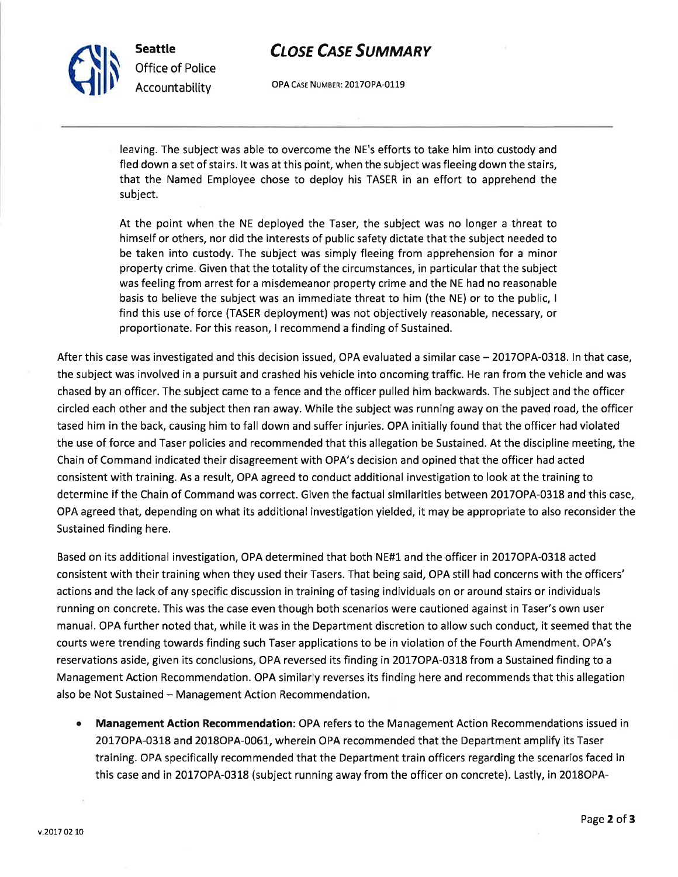leaving. The subject was able to overcome the NE's efforts to take him into custody and fled down a set of stairs. It was at this point, when the subject was fleeing down the stairs, that the Named Employee chose to deploy his TASER in an effort to apprehend the subject.

> At the point when the NE deployed the Taser, the subject was no longer a threat to himself or others, nor did the interests of public safety dictate that the subject needed to be taken into custody. The subject was simply fleeing from apprehension for a minor property crime. Given that the totality of the circumstances, in particular that the subject was feeling from arrest for a misdemeanor property crime and the NE had no reasonable basis to believe the subject was an immediate threat to him (the NE) or to the public, I find this use of force (TASER deployment) was not objectively reasonable, necessary, or proportionate. For this reason, I recommend a finding of Sustained.

After this case was investigated and this decision issued, OPA evaluated a similar case – 2017OPA-0318. In that case, the subject was involved in a pursuit and crashed his vehicle into oncoming traffic. He ran from the vehicle and was chased by an officer. The subject came to a fence and the officer pulled him backwards. The subject and the officer circled each other and the subject then ran away. While the subject was running away on the paved road, the officer tased him in the back, causing him to fall down and suffer injuries. OPA initially found that the officer had violated the use of force and Taser policies and recommended that this allegation be Sustained. At the discipline meeting, the Chain of Command indicated their disagreement with OPA's decision and opined that the officer had acted consistent with training. As a result, OPA agreed to conduct additional investigation to look at the training to determine if the Chain of Command was correct. Given the factual similarities between 2017OPA-0318 and this case, OPA agreed that, depending on what its additional investigation yielded, it may be appropriate to also reconsider the Sustained finding here.

Based on its additional investigation, OPA determined that both NE#1 and the officer in 2017OPA-0318 acted consistent with their training when they used their Tasers. That being said, OPA still had concerns with the officers' actions and the lack of any specific discussion in training of tasing individuals on or around stairs or individuals running on concrete. This was the case even though both scenarios were cautioned against in Taser's own user manual. OPA further noted that, while it was in the Department discretion to allow such conduct, it seemed that the courts were trending towards finding such Taser applications to be in violation of the Fourth Amendment. OPA's reservations aside, given its conclusions, OPA reversed its finding in 2017OPA-0318 from a Sustained finding to a Management Action Recommendation. OPA similarly reverses its finding here and recommends that this allegation also be Not Sustained – Management Action Recommendation.

- **Management Action Recommendation**: OPA refers to the Management Action Recommendations issued in 2017OPA-0318 and 2018OPA-0061, wherein OPA recommended that the Department amplify its Taser training. OPA specifically recommended that the Department train officers regarding the scenarios faced in this case and in 2017OPA-0318 (subject running away from the officer on concrete). Lastly, in 2018OPA-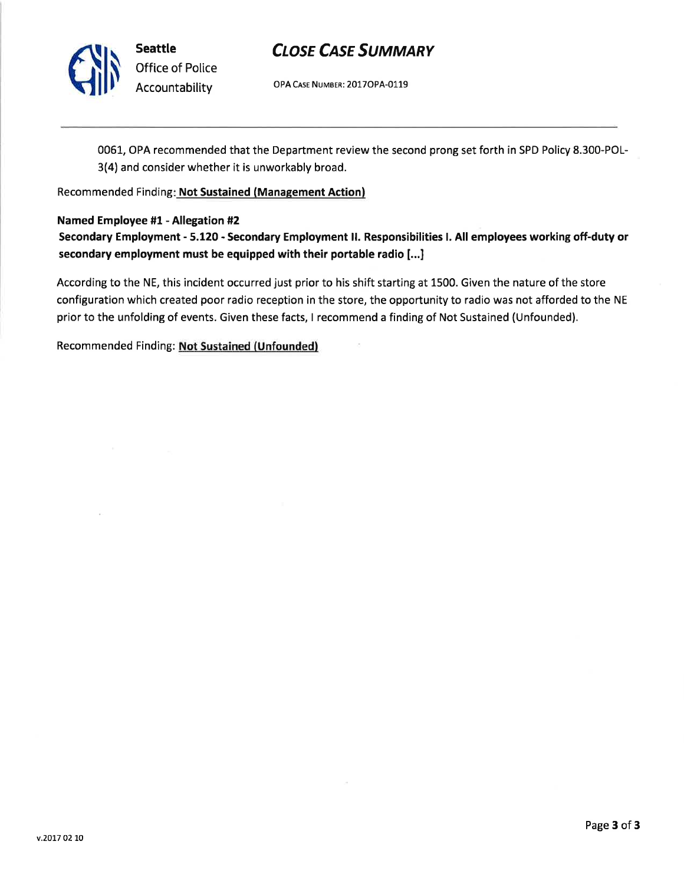0061, OPA recommended that the Department review the second prong set forth in SPD Policy 8.300-POL-3(4) and consider whether it is unworkably broad.

Recommended Finding: **Not Sustained (Management Action)**

**Named Employee #1 - Allegation #2**

**Secondary Employment - 5.120 - Secondary Employment II. Responsibilities I. All employees working off-duty or secondary employment must be equipped with their portable radio [...]**

According to the NE, this incident occurred just prior to his shift starting at 1500. Given the nature of the store configuration which created poor radio reception in the store, the opportunity to radio was not afforded to the NE prior to the unfolding of events. Given these facts, I recommend a finding of Not Sustained (Unfounded).

Recommended Finding: **Not Sustained (Unfounded)**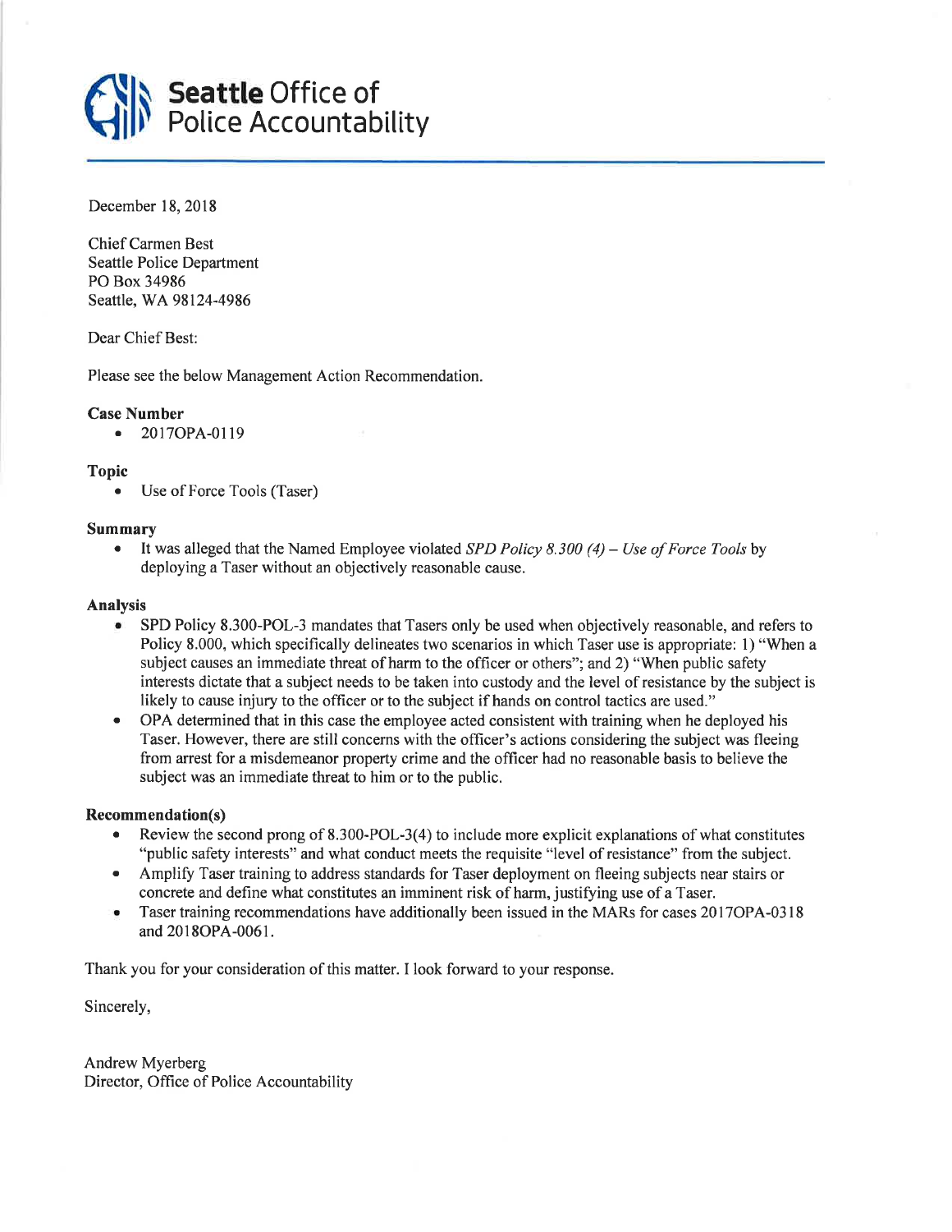# **Seattle** Office of Police Accountability

December 18, 2018

Chief Carmen Best
Seattle Police Department
PO Box 34986
Seattle, WA 98124-4986

Dear Chief Best:

Please see the below Management Action Recommendation.

**Case Number**

- 2017OPA-0119

**Topic**

- Use of Force Tools (Taser)

**Summary**

- It was alleged that the Named Employee violated *SPD Policy 8.300 (4) – Use of Force Tools* by deploying a Taser without an objectively reasonable cause.

**Analysis**

- SPD Policy 8.300-POL-3 mandates that Tasers only be used when objectively reasonable, and refers to Policy 8.000, which specifically delineates two scenarios in which Taser use is appropriate: 1) "When a subject causes an immediate threat of harm to the officer or others"; and 2) "When public safety interests dictate that a subject needs to be taken into custody and the level of resistance by the subject is likely to cause injury to the officer or to the subject if hands on control tactics are used."
- OPA determined that in this case the employee acted consistent with training when he deployed his Taser. However, there are still concerns with the officer's actions considering the subject was fleeing from arrest for a misdemeanor property crime and the officer had no reasonable basis to believe the subject was an immediate threat to him or to the public.

**Recommendation(s)**

- Review the second prong of 8.300-POL-3(4) to include more explicit explanations of what constitutes "public safety interests" and what conduct meets the requisite "level of resistance" from the subject.
- Amplify Taser training to address standards for Taser deployment on fleeing subjects near stairs or concrete and define what constitutes an imminent risk of harm, justifying use of a Taser.
- Taser training recommendations have additionally been issued in the MARs for cases 2017OPA-0318 and 2018OPA-0061.

Thank you for your consideration of this matter. I look forward to your response.

Sincerely,

Andrew Myerberg
Director, Office of Police Accountability